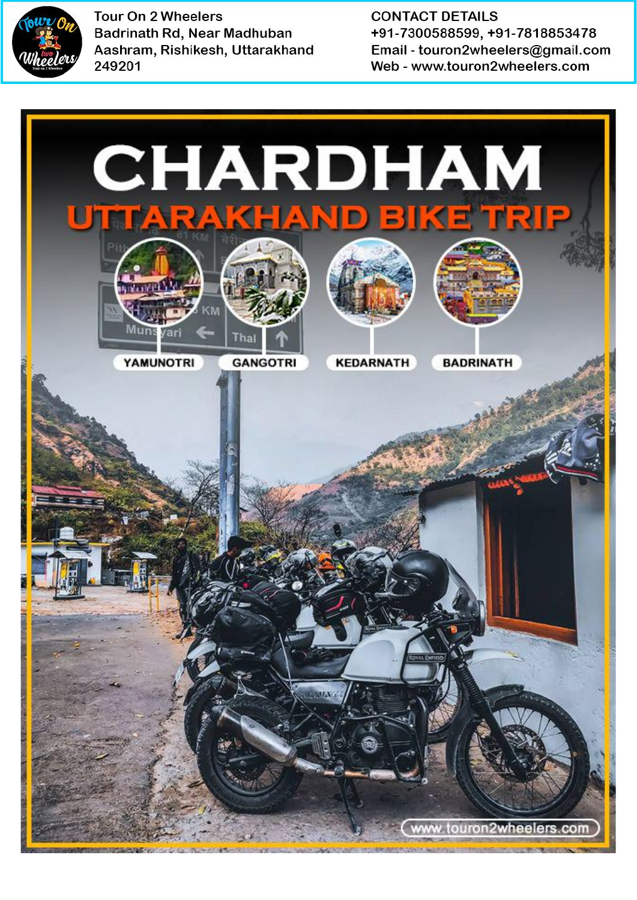Tour On 2 Wheelers
Badrinath Rd, Near Madhuban Aashram, Rishikesh, Uttarakhand 249201

CONTACT DETAILS
+91-7300588599, +91-7818853478
Email - touron2wheelers@gmail.com
Web - www.touron2wheelers.com

# CHARDHAM

## UTTARAKHAND BIKE TRIP

YAMUNOTRI | GANGOTRI | KEDARNATH | BADRINATH

www.touron2wheelers.com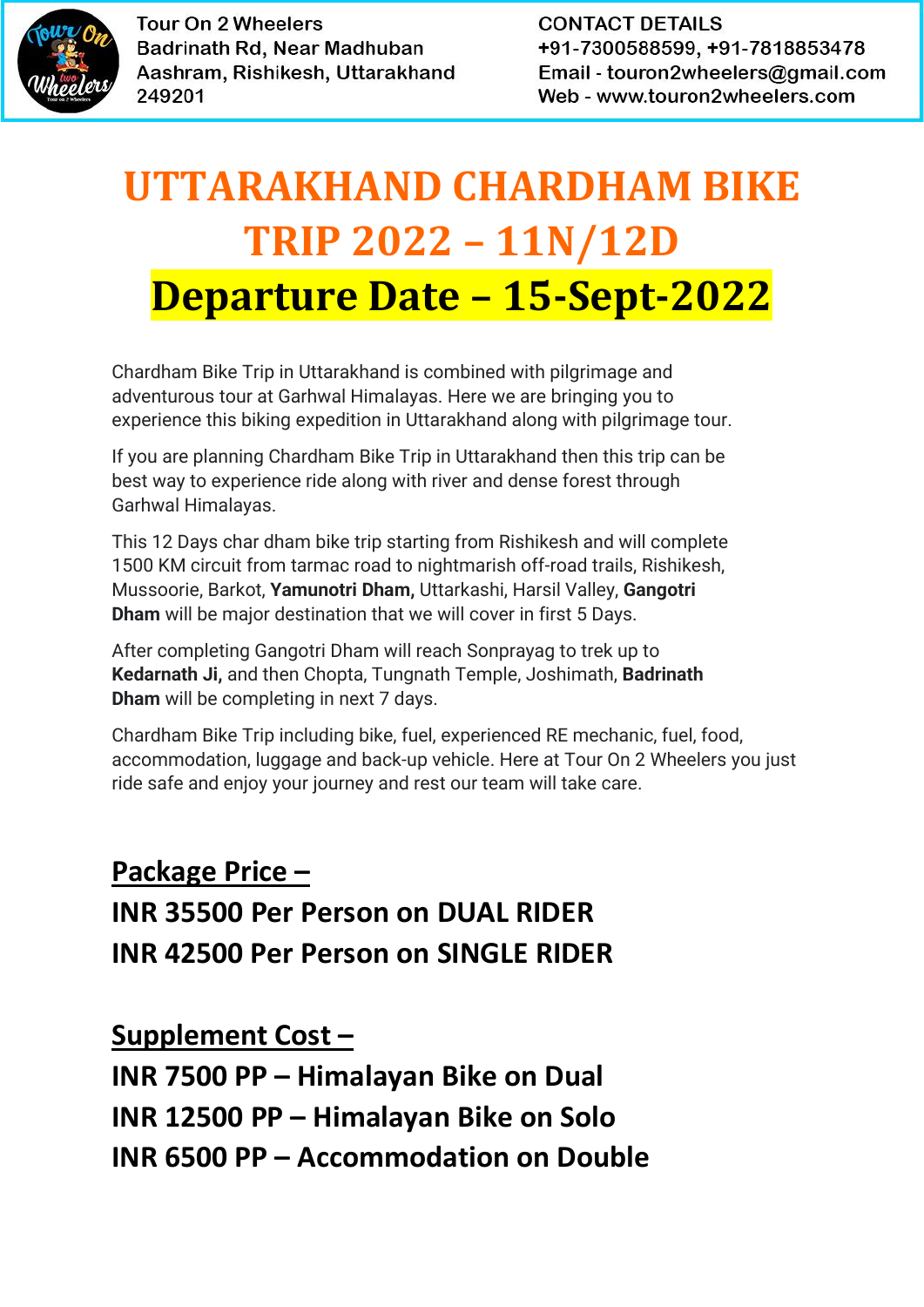# UTTARAKHAND CHARDHAM BIKE TRIP 2022 – 11N/12D

# Departure Date – 15-Sept-2022

Chardham Bike Trip in Uttarakhand is combined with pilgrimage and adventurous tour at Garhwal Himalayas. Here we are bringing you to experience this biking expedition in Uttarakhand along with pilgrimage tour.

If you are planning Chardham Bike Trip in Uttarakhand then this trip can be best way to experience ride along with river and dense forest through Garhwal Himalayas.

This 12 Days char dham bike trip starting from Rishikesh and will complete 1500 KM circuit from tarmac road to nightmarish off-road trails, Rishikesh, Mussoorie, Barkot, **Yamunotri Dham,** Uttarkashi, Harsil Valley, **Gangotri Dham** will be major destination that we will cover in first 5 Days.

After completing Gangotri Dham will reach Sonprayag to trek up to **Kedarnath Ji,** and then Chopta, Tungnath Temple, Joshimath, **Badrinath Dham** will be completing in next 7 days.

Chardham Bike Trip including bike, fuel, experienced RE mechanic, fuel, food, accommodation, luggage and back-up vehicle. Here at Tour On 2 Wheelers you just ride safe and enjoy your journey and rest our team will take care.

## Package Price –

**INR 35500 Per Person on DUAL RIDER**

**INR 42500 Per Person on SINGLE RIDER**

## Supplement Cost –

**INR 7500 PP – Himalayan Bike on Dual**

**INR 12500 PP – Himalayan Bike on Solo**

**INR 6500 PP – Accommodation on Double**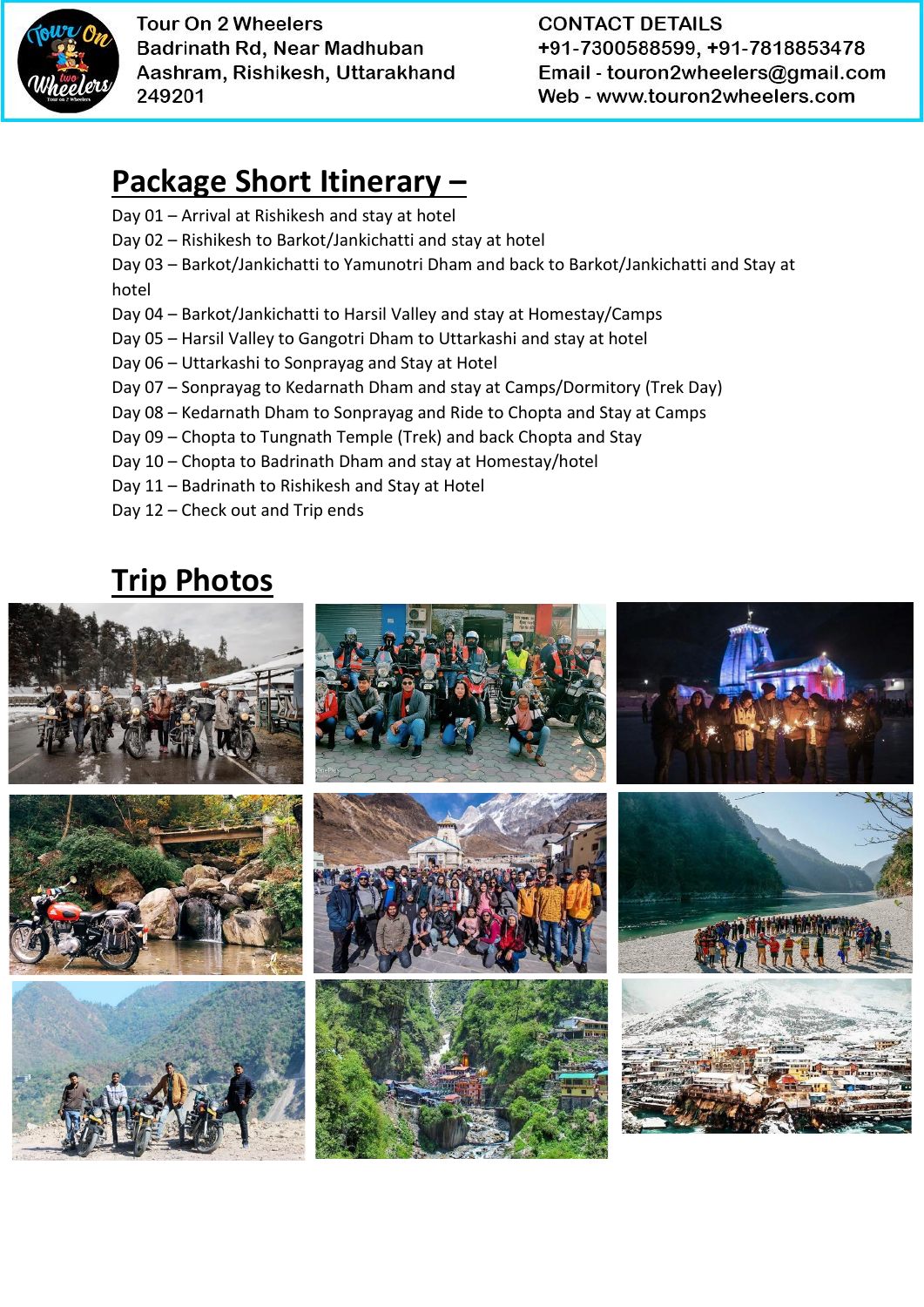Tour On 2 Wheelers
Badrinath Rd, Near Madhuban Aashram, Rishikesh, Uttarakhand 249201

CONTACT DETAILS
+91-7300588599, +91-7818853478
Email - touron2wheelers@gmail.com
Web - www.touron2wheelers.com

## Package Short Itinerary –

Day 01 – Arrival at Rishikesh and stay at hotel
Day 02 – Rishikesh to Barkot/Jankichatti and stay at hotel
Day 03 – Barkot/Jankichatti to Yamunotri Dham and back to Barkot/Jankichatti and Stay at hotel
Day 04 – Barkot/Jankichatti to Harsil Valley and stay at Homestay/Camps
Day 05 – Harsil Valley to Gangotri Dham to Uttarkashi and stay at hotel
Day 06 – Uttarkashi to Sonprayag and Stay at Hotel
Day 07 – Sonprayag to Kedarnath Dham and stay at Camps/Dormitory (Trek Day)
Day 08 – Kedarnath Dham to Sonprayag and Ride to Chopta and Stay at Camps
Day 09 – Chopta to Tungnath Temple (Trek) and back Chopta and Stay
Day 10 – Chopta to Badrinath Dham and stay at Homestay/hotel
Day 11 – Badrinath to Rishikesh and Stay at Hotel
Day 12 – Check out and Trip ends

## Trip Photos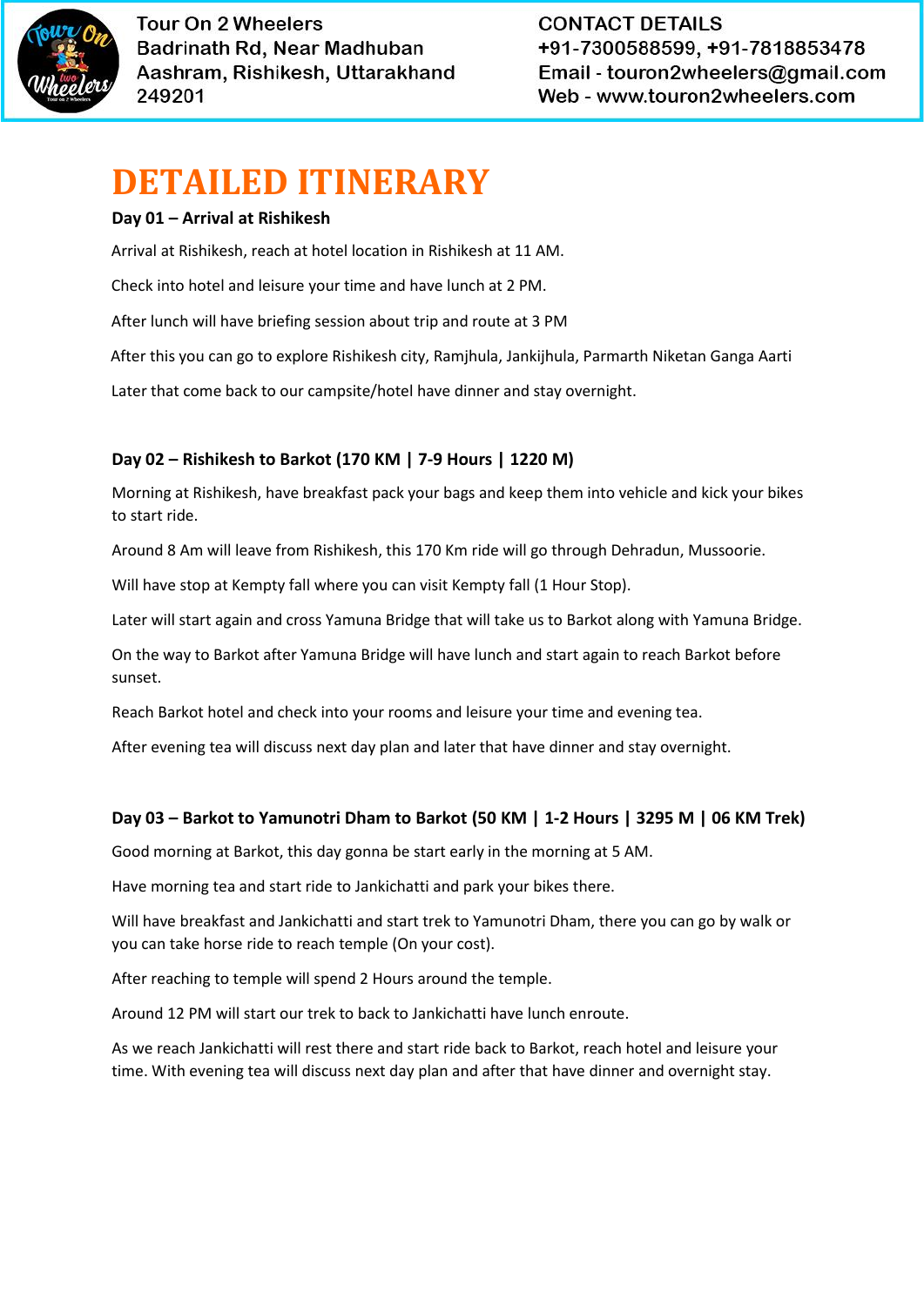# DETAILED ITINERARY

**Day 01 – Arrival at Rishikesh**

Arrival at Rishikesh, reach at hotel location in Rishikesh at 11 AM.

Check into hotel and leisure your time and have lunch at 2 PM.

After lunch will have briefing session about trip and route at 3 PM

After this you can go to explore Rishikesh city, Ramjhula, Jankijhula, Parmarth Niketan Ganga Aarti

Later that come back to our campsite/hotel have dinner and stay overnight.

**Day 02 – Rishikesh to Barkot (170 KM | 7-9 Hours | 1220 M)**

Morning at Rishikesh, have breakfast pack your bags and keep them into vehicle and kick your bikes to start ride.

Around 8 Am will leave from Rishikesh, this 170 Km ride will go through Dehradun, Mussoorie.

Will have stop at Kempty fall where you can visit Kempty fall (1 Hour Stop).

Later will start again and cross Yamuna Bridge that will take us to Barkot along with Yamuna Bridge.

On the way to Barkot after Yamuna Bridge will have lunch and start again to reach Barkot before sunset.

Reach Barkot hotel and check into your rooms and leisure your time and evening tea.

After evening tea will discuss next day plan and later that have dinner and stay overnight.

**Day 03 – Barkot to Yamunotri Dham to Barkot (50 KM | 1-2 Hours | 3295 M | 06 KM Trek)**

Good morning at Barkot, this day gonna be start early in the morning at 5 AM.

Have morning tea and start ride to Jankichatti and park your bikes there.

Will have breakfast and Jankichatti and start trek to Yamunotri Dham, there you can go by walk or you can take horse ride to reach temple (On your cost).

After reaching to temple will spend 2 Hours around the temple.

Around 12 PM will start our trek to back to Jankichatti have lunch enroute.

As we reach Jankichatti will rest there and start ride back to Barkot, reach hotel and leisure your time. With evening tea will discuss next day plan and after that have dinner and overnight stay.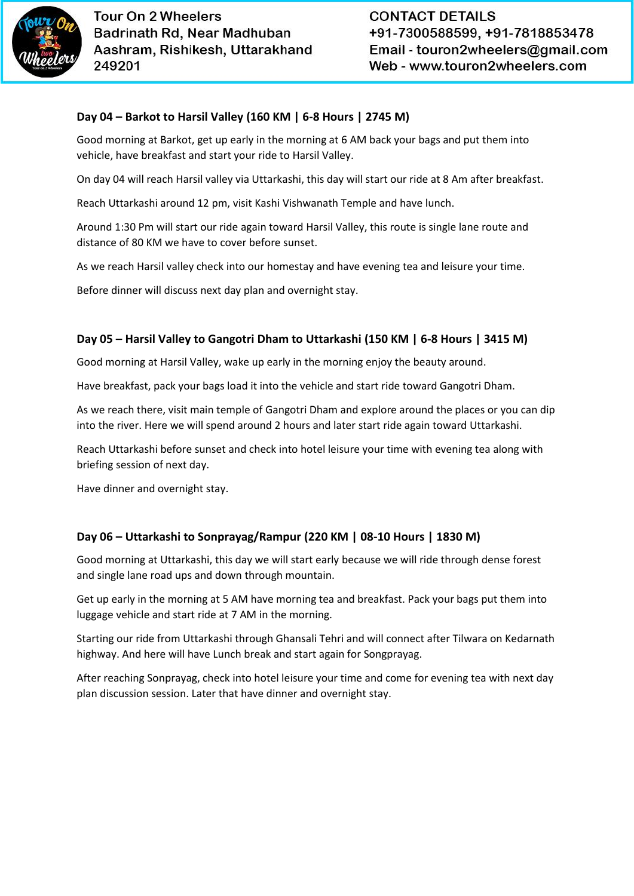### Day 04 – Barkot to Harsil Valley (160 KM | 6-8 Hours | 2745 M)

Good morning at Barkot, get up early in the morning at 6 AM back your bags and put them into vehicle, have breakfast and start your ride to Harsil Valley.

On day 04 will reach Harsil valley via Uttarkashi, this day will start our ride at 8 Am after breakfast.

Reach Uttarkashi around 12 pm, visit Kashi Vishwanath Temple and have lunch.

Around 1:30 Pm will start our ride again toward Harsil Valley, this route is single lane route and distance of 80 KM we have to cover before sunset.

As we reach Harsil valley check into our homestay and have evening tea and leisure your time.

Before dinner will discuss next day plan and overnight stay.

### Day 05 – Harsil Valley to Gangotri Dham to Uttarkashi (150 KM | 6-8 Hours | 3415 M)

Good morning at Harsil Valley, wake up early in the morning enjoy the beauty around.

Have breakfast, pack your bags load it into the vehicle and start ride toward Gangotri Dham.

As we reach there, visit main temple of Gangotri Dham and explore around the places or you can dip into the river. Here we will spend around 2 hours and later start ride again toward Uttarkashi.

Reach Uttarkashi before sunset and check into hotel leisure your time with evening tea along with briefing session of next day.

Have dinner and overnight stay.

### Day 06 – Uttarkashi to Sonprayag/Rampur (220 KM | 08-10 Hours | 1830 M)

Good morning at Uttarkashi, this day we will start early because we will ride through dense forest and single lane road ups and down through mountain.

Get up early in the morning at 5 AM have morning tea and breakfast. Pack your bags put them into luggage vehicle and start ride at 7 AM in the morning.

Starting our ride from Uttarkashi through Ghansali Tehri and will connect after Tilwara on Kedarnath highway. And here will have Lunch break and start again for Songprayag.

After reaching Sonprayag, check into hotel leisure your time and come for evening tea with next day plan discussion session. Later that have dinner and overnight stay.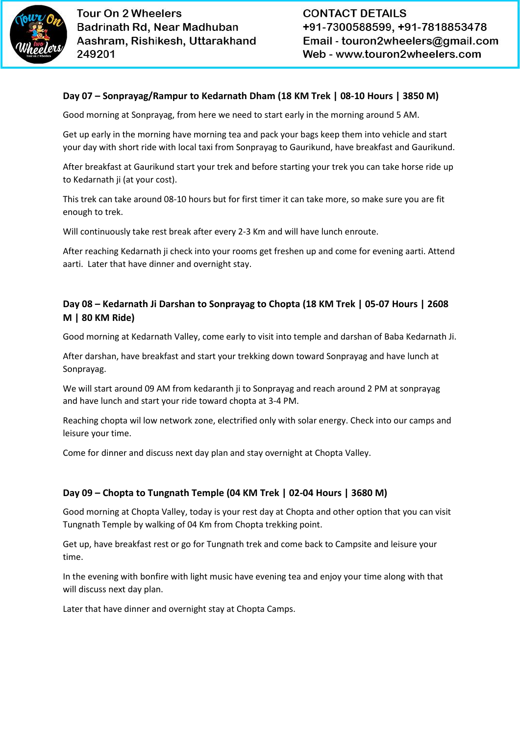### Day 07 – Sonprayag/Rampur to Kedarnath Dham (18 KM Trek | 08-10 Hours | 3850 M)

Good morning at Sonprayag, from here we need to start early in the morning around 5 AM.

Get up early in the morning have morning tea and pack your bags keep them into vehicle and start your day with short ride with local taxi from Sonprayag to Gaurikund, have breakfast and Gaurikund.

After breakfast at Gaurikund start your trek and before starting your trek you can take horse ride up to Kedarnath ji (at your cost).

This trek can take around 08-10 hours but for first timer it can take more, so make sure you are fit enough to trek.

Will continuously take rest break after every 2-3 Km and will have lunch enroute.

After reaching Kedarnath ji check into your rooms get freshen up and come for evening aarti. Attend aarti. Later that have dinner and overnight stay.

### Day 08 – Kedarnath Ji Darshan to Sonprayag to Chopta (18 KM Trek | 05-07 Hours | 2608 M | 80 KM Ride)

Good morning at Kedarnath Valley, come early to visit into temple and darshan of Baba Kedarnath Ji.

After darshan, have breakfast and start your trekking down toward Sonprayag and have lunch at Sonprayag.

We will start around 09 AM from kedaranth ji to Sonprayag and reach around 2 PM at sonprayag and have lunch and start your ride toward chopta at 3-4 PM.

Reaching chopta wil low network zone, electrified only with solar energy. Check into our camps and leisure your time.

Come for dinner and discuss next day plan and stay overnight at Chopta Valley.

### Day 09 – Chopta to Tungnath Temple (04 KM Trek | 02-04 Hours | 3680 M)

Good morning at Chopta Valley, today is your rest day at Chopta and other option that you can visit Tungnath Temple by walking of 04 Km from Chopta trekking point.

Get up, have breakfast rest or go for Tungnath trek and come back to Campsite and leisure your time.

In the evening with bonfire with light music have evening tea and enjoy your time along with that will discuss next day plan.

Later that have dinner and overnight stay at Chopta Camps.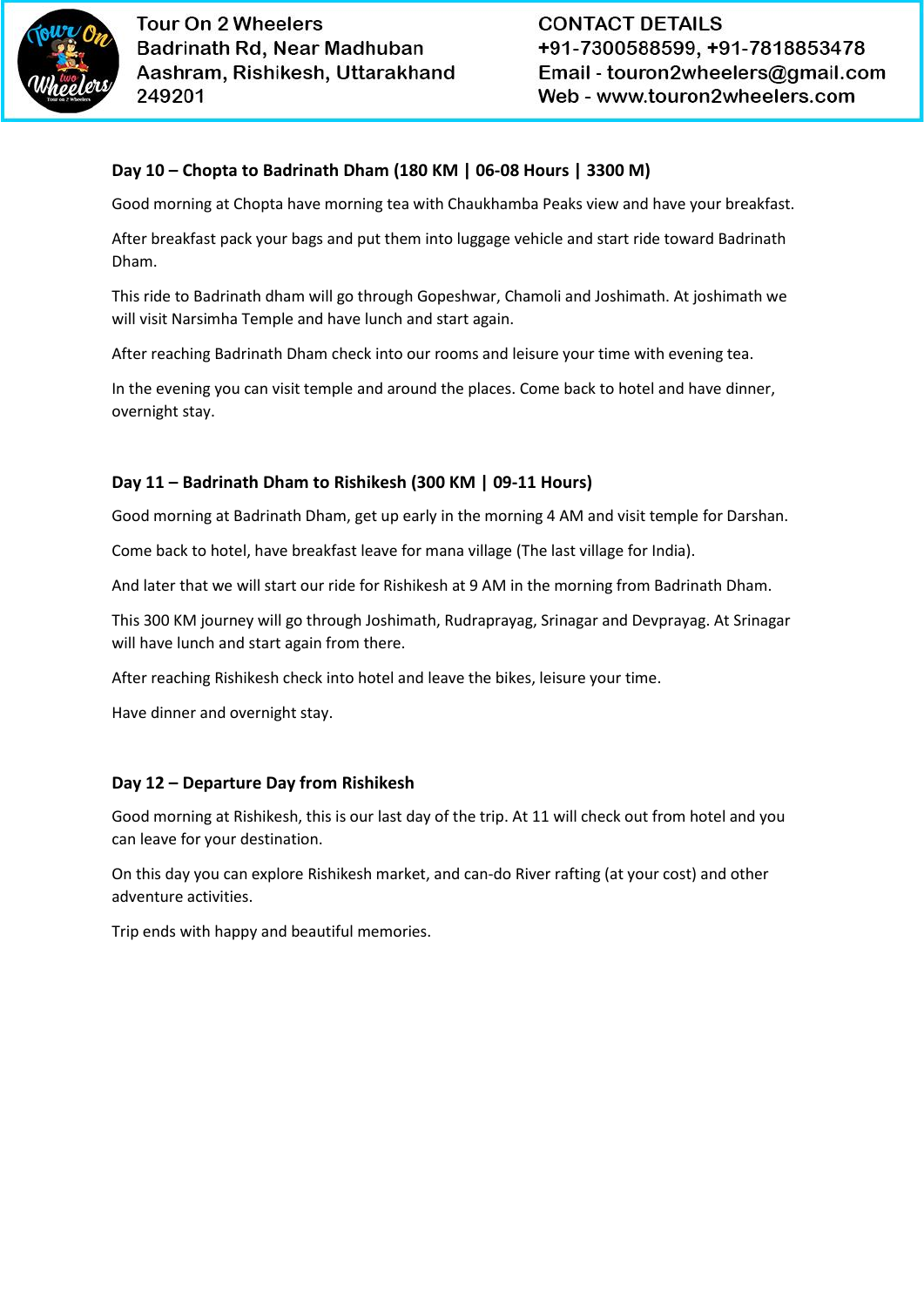### Day 10 – Chopta to Badrinath Dham (180 KM | 06-08 Hours | 3300 M)

Good morning at Chopta have morning tea with Chaukhamba Peaks view and have your breakfast.

After breakfast pack your bags and put them into luggage vehicle and start ride toward Badrinath Dham.

This ride to Badrinath dham will go through Gopeshwar, Chamoli and Joshimath. At joshimath we will visit Narsimha Temple and have lunch and start again.

After reaching Badrinath Dham check into our rooms and leisure your time with evening tea.

In the evening you can visit temple and around the places. Come back to hotel and have dinner, overnight stay.

### Day 11 – Badrinath Dham to Rishikesh (300 KM | 09-11 Hours)

Good morning at Badrinath Dham, get up early in the morning 4 AM and visit temple for Darshan.

Come back to hotel, have breakfast leave for mana village (The last village for India).

And later that we will start our ride for Rishikesh at 9 AM in the morning from Badrinath Dham.

This 300 KM journey will go through Joshimath, Rudraprayag, Srinagar and Devprayag. At Srinagar will have lunch and start again from there.

After reaching Rishikesh check into hotel and leave the bikes, leisure your time.

Have dinner and overnight stay.

### Day 12 – Departure Day from Rishikesh

Good morning at Rishikesh, this is our last day of the trip. At 11 will check out from hotel and you can leave for your destination.

On this day you can explore Rishikesh market, and can-do River rafting (at your cost) and other adventure activities.

Trip ends with happy and beautiful memories.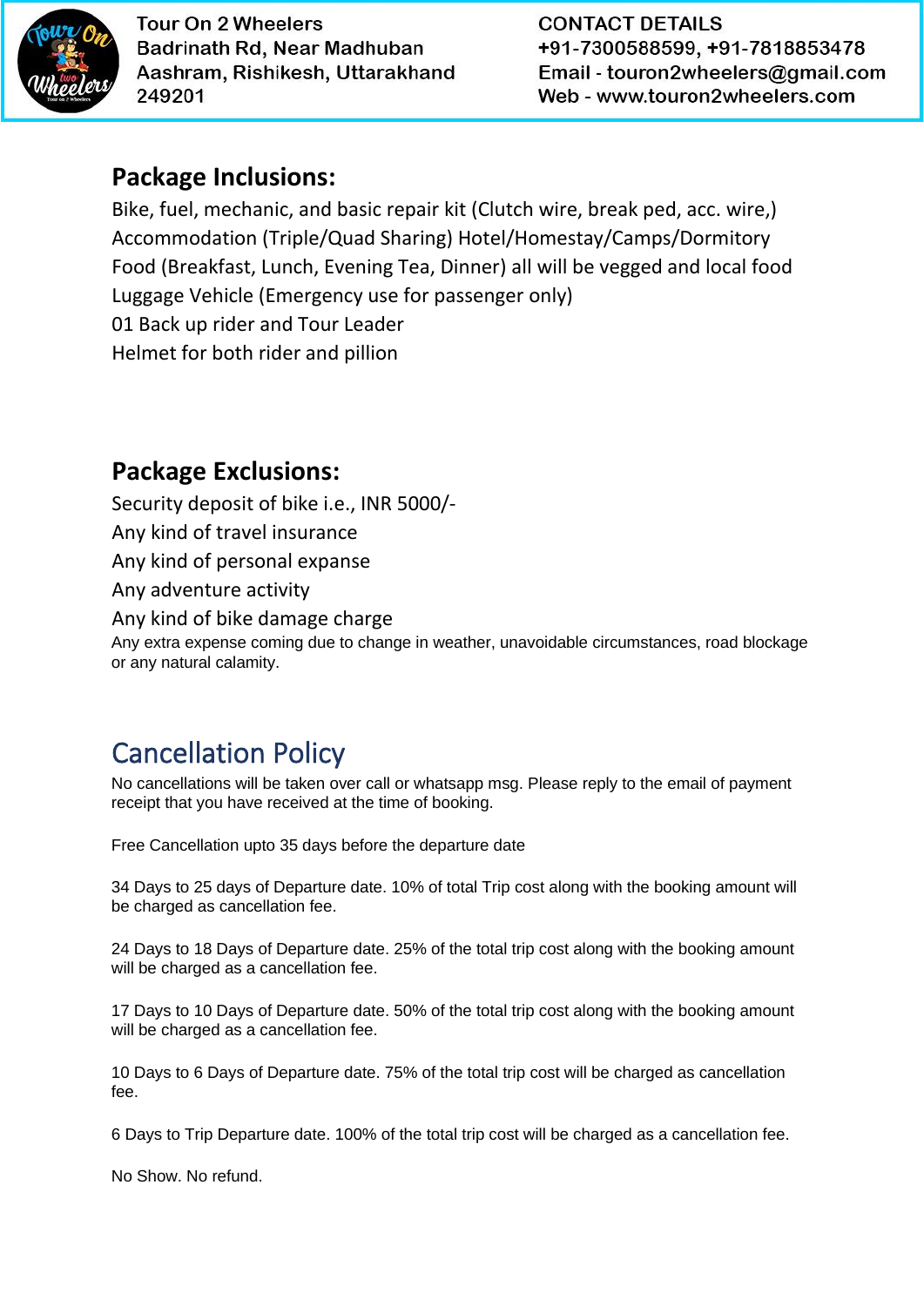## Package Inclusions:

Bike, fuel, mechanic, and basic repair kit (Clutch wire, break ped, acc. wire,)
Accommodation (Triple/Quad Sharing) Hotel/Homestay/Camps/Dormitory
Food (Breakfast, Lunch, Evening Tea, Dinner) all will be vegged and local food
Luggage Vehicle (Emergency use for passenger only)
01 Back up rider and Tour Leader
Helmet for both rider and pillion

## Package Exclusions:

Security deposit of bike i.e., INR 5000/-
Any kind of travel insurance
Any kind of personal expanse
Any adventure activity
Any kind of bike damage charge
Any extra expense coming due to change in weather, unavoidable circumstances, road blockage or any natural calamity.

## Cancellation Policy

No cancellations will be taken over call or whatsapp msg. Please reply to the email of payment receipt that you have received at the time of booking.

Free Cancellation upto 35 days before the departure date

34 Days to 25 days of Departure date. 10% of total Trip cost along with the booking amount will be charged as cancellation fee.

24 Days to 18 Days of Departure date. 25% of the total trip cost along with the booking amount will be charged as a cancellation fee.

17 Days to 10 Days of Departure date. 50% of the total trip cost along with the booking amount will be charged as a cancellation fee.

10 Days to 6 Days of Departure date. 75% of the total trip cost will be charged as cancellation fee.

6 Days to Trip Departure date. 100% of the total trip cost will be charged as a cancellation fee.

No Show. No refund.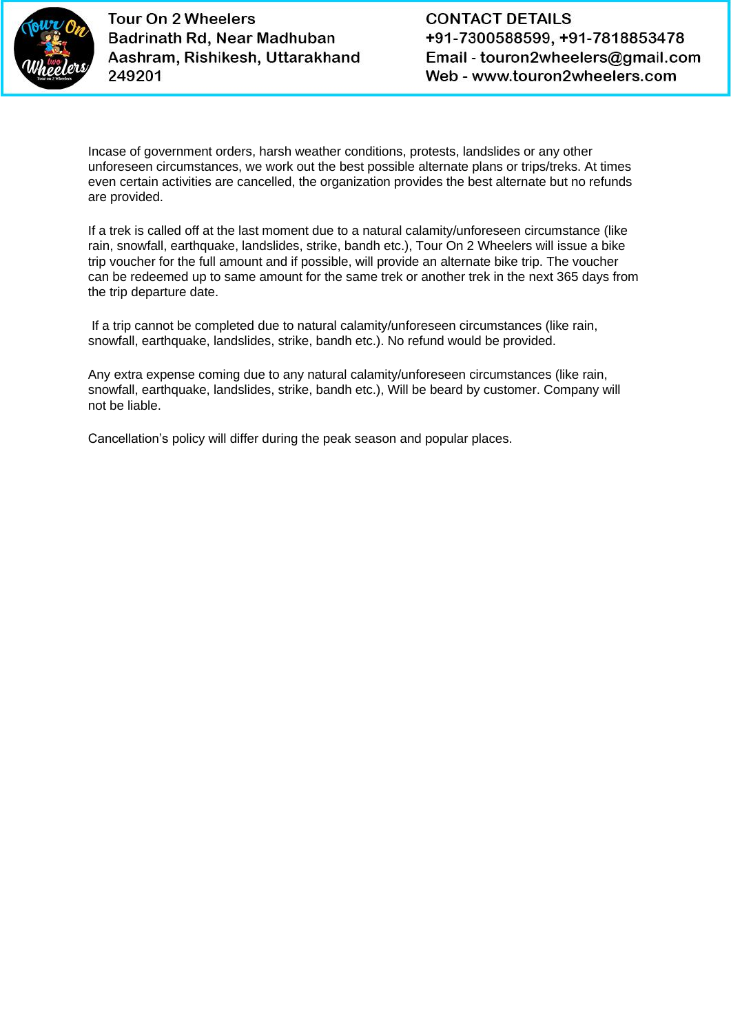Incase of government orders, harsh weather conditions, protests, landslides or any other unforeseen circumstances, we work out the best possible alternate plans or trips/treks. At times even certain activities are cancelled, the organization provides the best alternate but no refunds are provided.

If a trek is called off at the last moment due to a natural calamity/unforeseen circumstance (like rain, snowfall, earthquake, landslides, strike, bandh etc.), Tour On 2 Wheelers will issue a bike trip voucher for the full amount and if possible, will provide an alternate bike trip. The voucher can be redeemed up to same amount for the same trek or another trek in the next 365 days from the trip departure date.

If a trip cannot be completed due to natural calamity/unforeseen circumstances (like rain, snowfall, earthquake, landslides, strike, bandh etc.). No refund would be provided.

Any extra expense coming due to any natural calamity/unforeseen circumstances (like rain, snowfall, earthquake, landslides, strike, bandh etc.), Will be beard by customer. Company will not be liable.

Cancellation's policy will differ during the peak season and popular places.